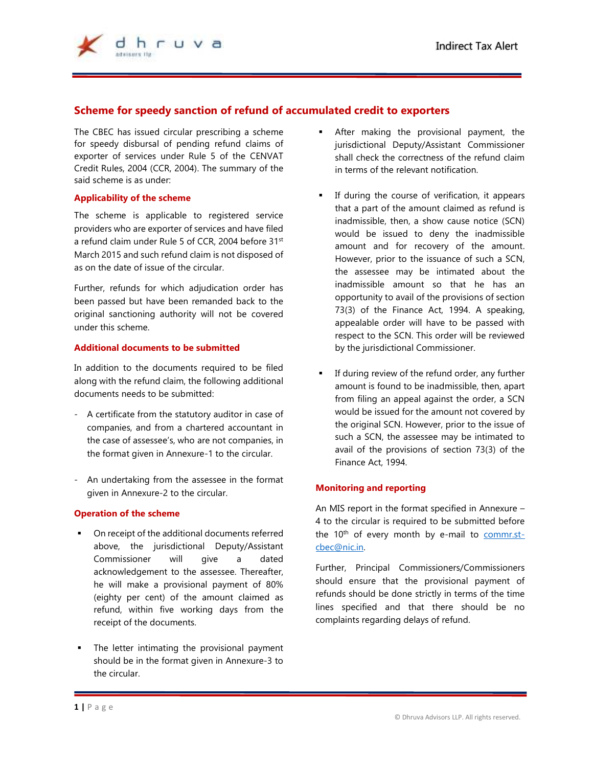## Scheme for speedy sanction of refund of accumulated credit to exporters

The CBEC has issued circular prescribing a scheme for speedy disbursal of pending refund claims of exporter of services under Rule 5 of the CENVAT Credit Rules, 2004 (CCR, 2004). The summary of the said scheme is as under:

### Applicability of the scheme

The scheme is applicable to registered service providers who are exporter of services and have filed a refund claim under Rule 5 of CCR, 2004 before 31st March 2015 and such refund claim is not disposed of as on the date of issue of the circular.

Further, refunds for which adjudication order has been passed but have been remanded back to the original sanctioning authority will not be covered under this scheme.

### Additional documents to be submitted

In addition to the documents required to be filed along with the refund claim, the following additional documents needs to be submitted:

- A certificate from the statutory auditor in case of companies, and from a chartered accountant in the case of assessee's, who are not companies, in the format given in Annexure-1 to the circular.
- An undertaking from the assessee in the format given in Annexure-2 to the circular.

### Operation of the scheme

- On receipt of the additional documents referred above, the jurisdictional Deputy/Assistant Commissioner will give a dated acknowledgement to the assessee. Thereafter, he will make a provisional payment of 80% (eighty per cent) of the amount claimed as refund, within five working days from the receipt of the documents.
- The letter intimating the provisional payment should be in the format given in Annexure-3 to the circular.
- After making the provisional payment, the jurisdictional Deputy/Assistant Commissioner shall check the correctness of the refund claim in terms of the relevant notification.
- If during the course of verification, it appears that a part of the amount claimed as refund is inadmissible, then, a show cause notice (SCN) would be issued to deny the inadmissible amount and for recovery of the amount. However, prior to the issuance of such a SCN, the assessee may be intimated about the inadmissible amount so that he has an opportunity to avail of the provisions of section 73(3) of the Finance Act, 1994. A speaking, appealable order will have to be passed with respect to the SCN. This order will be reviewed by the jurisdictional Commissioner.
- If during review of the refund order, any further amount is found to be inadmissible, then, apart from filing an appeal against the order, a SCN would be issued for the amount not covered by the original SCN. However, prior to the issue of such a SCN, the assessee may be intimated to avail of the provisions of section 73(3) of the Finance Act, 1994.

### Monitoring and reporting

An MIS report in the format specified in Annexure – 4 to the circular is required to be submitted before the 10th of every month by e-mail to commr.st-cbec@nic.in.

Further, Principal Commissioners/Commissioners should ensure that the provisional payment of refunds should be done strictly in terms of the time lines specified and that there should be no complaints regarding delays of refund.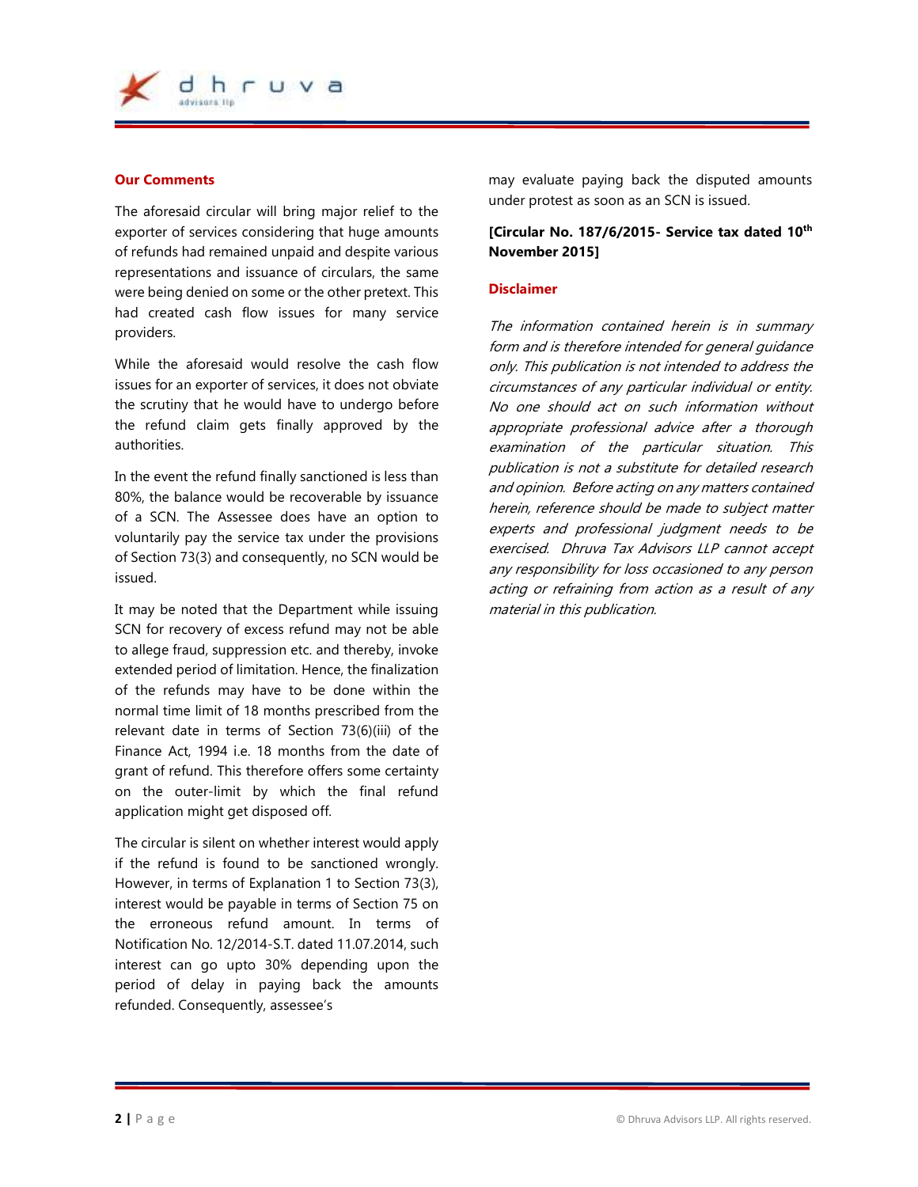## Our Comments

The aforesaid circular will bring major relief to the exporter of services considering that huge amounts of refunds had remained unpaid and despite various representations and issuance of circulars, the same were being denied on some or the other pretext. This had created cash flow issues for many service providers.

While the aforesaid would resolve the cash flow issues for an exporter of services, it does not obviate the scrutiny that he would have to undergo before the refund claim gets finally approved by the authorities.

In the event the refund finally sanctioned is less than 80%, the balance would be recoverable by issuance of a SCN. The Assessee does have an option to voluntarily pay the service tax under the provisions of Section 73(3) and consequently, no SCN would be issued.

It may be noted that the Department while issuing SCN for recovery of excess refund may not be able to allege fraud, suppression etc. and thereby, invoke extended period of limitation. Hence, the finalization of the refunds may have to be done within the normal time limit of 18 months prescribed from the relevant date in terms of Section 73(6)(iii) of the Finance Act, 1994 i.e. 18 months from the date of grant of refund. This therefore offers some certainty on the outer-limit by which the final refund application might get disposed off.

The circular is silent on whether interest would apply if the refund is found to be sanctioned wrongly. However, in terms of Explanation 1 to Section 73(3), interest would be payable in terms of Section 75 on the erroneous refund amount. In terms of Notification No. 12/2014-S.T. dated 11.07.2014, such interest can go upto 30% depending upon the period of delay in paying back the amounts refunded. Consequently, assessee's may evaluate paying back the disputed amounts under protest as soon as an SCN is issued.

**[Circular No. 187/6/2015- Service tax dated 10th November 2015]**

## Disclaimer

*The information contained herein is in summary form and is therefore intended for general guidance only. This publication is not intended to address the circumstances of any particular individual or entity. No one should act on such information without appropriate professional advice after a thorough examination of the particular situation. This publication is not a substitute for detailed research and opinion. Before acting on any matters contained herein, reference should be made to subject matter experts and professional judgment needs to be exercised. Dhruva Tax Advisors LLP cannot accept any responsibility for loss occasioned to any person acting or refraining from action as a result of any material in this publication.*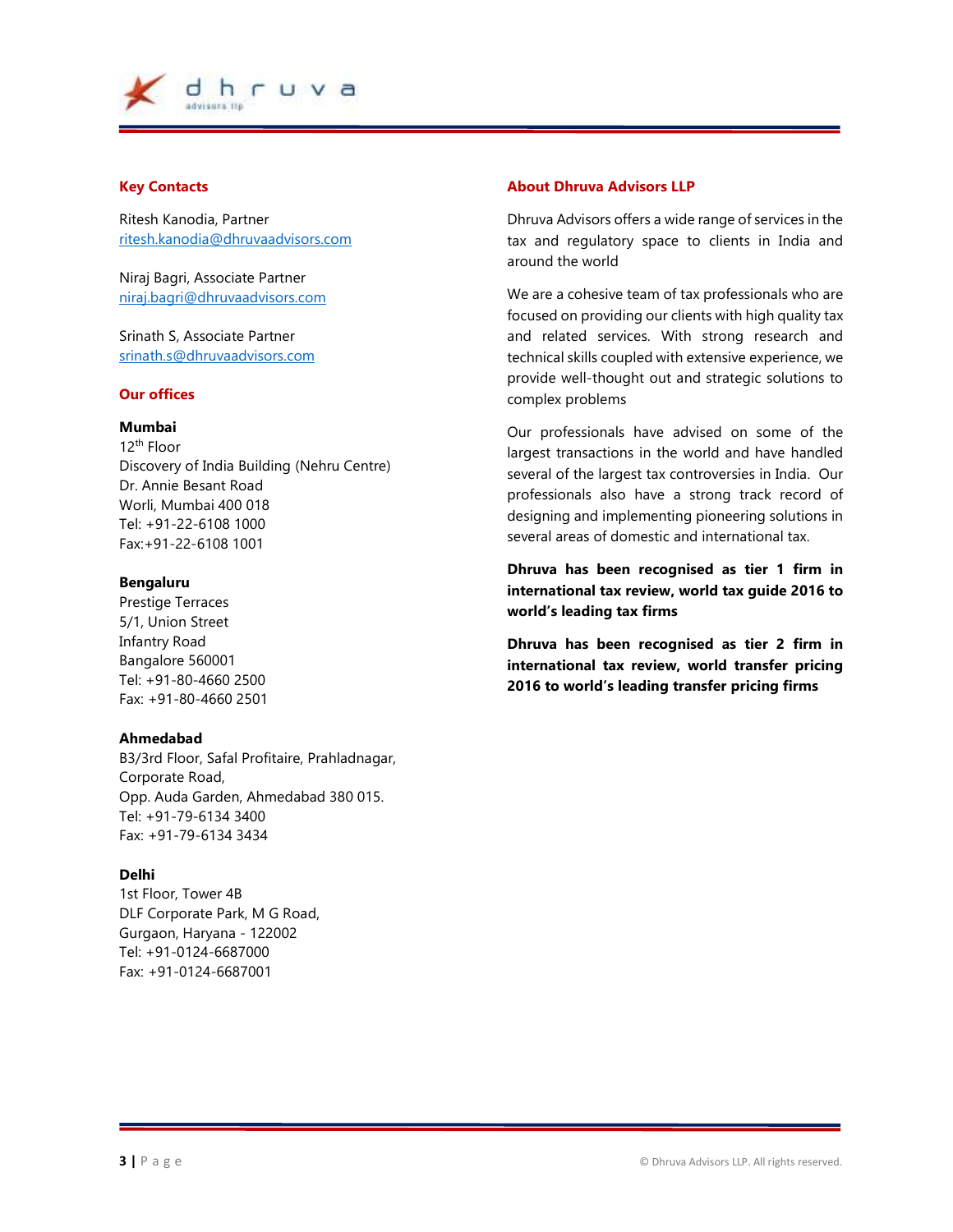## Key Contacts

Ritesh Kanodia, Partner
ritesh.kanodia@dhruvaadvisors.com

Niraj Bagri, Associate Partner
niraj.bagri@dhruvaadvisors.com

Srinath S, Associate Partner
srinath.s@dhruvaadvisors.com

## Our offices

**Mumbai**
12th Floor
Discovery of India Building (Nehru Centre)
Dr. Annie Besant Road
Worli, Mumbai 400 018
Tel: +91-22-6108 1000
Fax:+91-22-6108 1001

**Bengaluru**
Prestige Terraces
5/1, Union Street
Infantry Road
Bangalore 560001
Tel: +91-80-4660 2500
Fax: +91-80-4660 2501

**Ahmedabad**
B3/3rd Floor, Safal Profitaire, Prahladnagar,
Corporate Road,
Opp. Auda Garden, Ahmedabad 380 015.
Tel: +91-79-6134 3400
Fax: +91-79-6134 3434

**Delhi**
1st Floor, Tower 4B
DLF Corporate Park, M G Road,
Gurgaon, Haryana - 122002
Tel: +91-0124-6687000
Fax: +91-0124-6687001

## About Dhruva Advisors LLP

Dhruva Advisors offers a wide range of services in the tax and regulatory space to clients in India and around the world

We are a cohesive team of tax professionals who are focused on providing our clients with high quality tax and related services. With strong research and technical skills coupled with extensive experience, we provide well-thought out and strategic solutions to complex problems

Our professionals have advised on some of the largest transactions in the world and have handled several of the largest tax controversies in India. Our professionals also have a strong track record of designing and implementing pioneering solutions in several areas of domestic and international tax.

**Dhruva has been recognised as tier 1 firm in international tax review, world tax guide 2016 to world's leading tax firms**

**Dhruva has been recognised as tier 2 firm in international tax review, world transfer pricing 2016 to world's leading transfer pricing firms**